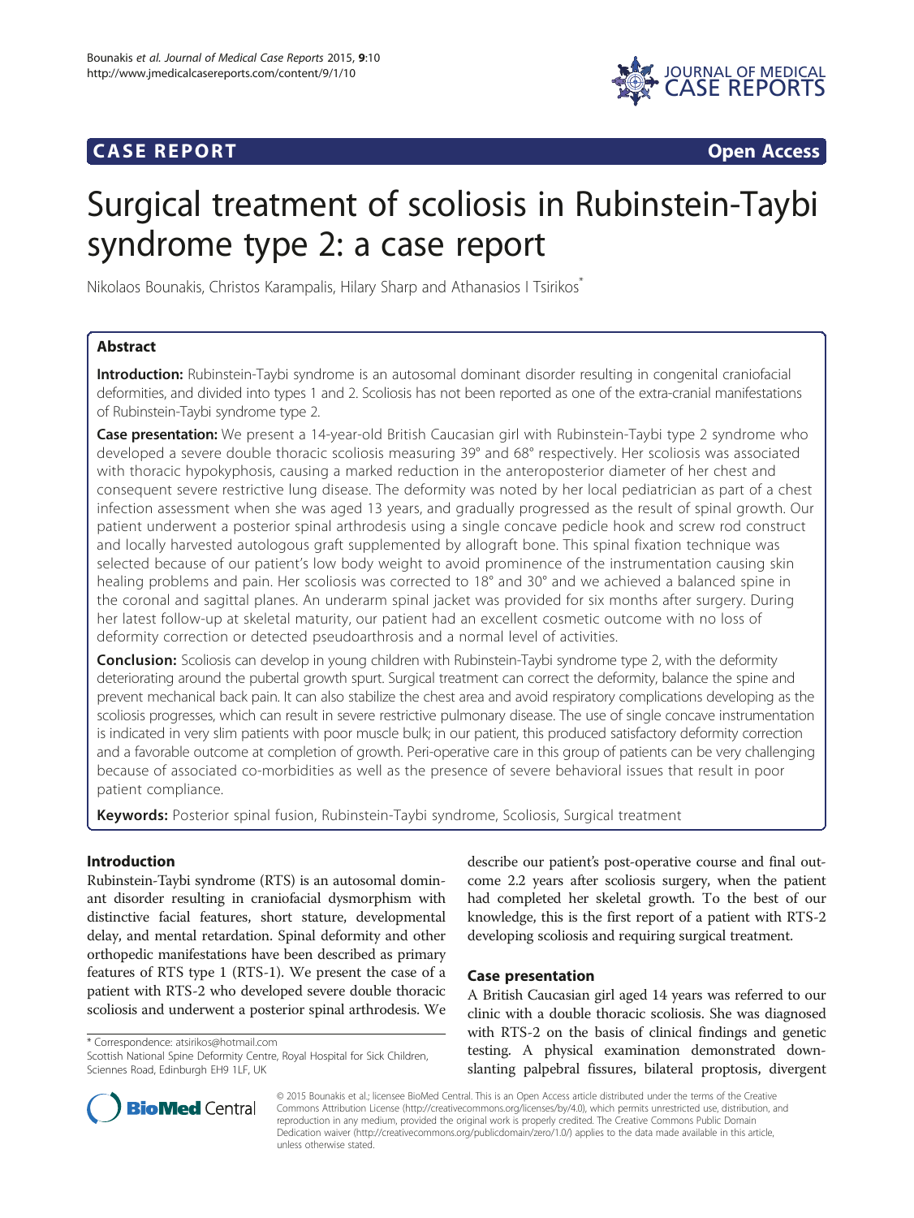**CASE REPORT** **Open Access**

# Surgical treatment of scoliosis in Rubinstein-Taybi syndrome type 2: a case report

Nikolaos Bounakis, Christos Karampalis, Hilary Sharp and Athanasios I Tsirikos*

## Abstract

**Introduction:** Rubinstein-Taybi syndrome is an autosomal dominant disorder resulting in congenital craniofacial deformities, and divided into types 1 and 2. Scoliosis has not been reported as one of the extra-cranial manifestations of Rubinstein-Taybi syndrome type 2.

**Case presentation:** We present a 14-year-old British Caucasian girl with Rubinstein-Taybi type 2 syndrome who developed a severe double thoracic scoliosis measuring 39° and 68° respectively. Her scoliosis was associated with thoracic hypokyphosis, causing a marked reduction in the anteroposterior diameter of her chest and consequent severe restrictive lung disease. The deformity was noted by her local pediatrician as part of a chest infection assessment when she was aged 13 years, and gradually progressed as the result of spinal growth. Our patient underwent a posterior spinal arthrodesis using a single concave pedicle hook and screw rod construct and locally harvested autologous graft supplemented by allograft bone. This spinal fixation technique was selected because of our patient's low body weight to avoid prominence of the instrumentation causing skin healing problems and pain. Her scoliosis was corrected to 18° and 30° and we achieved a balanced spine in the coronal and sagittal planes. An underarm spinal jacket was provided for six months after surgery. During her latest follow-up at skeletal maturity, our patient had an excellent cosmetic outcome with no loss of deformity correction or detected pseudoarthrosis and a normal level of activities.

**Conclusion:** Scoliosis can develop in young children with Rubinstein-Taybi syndrome type 2, with the deformity deteriorating around the pubertal growth spurt. Surgical treatment can correct the deformity, balance the spine and prevent mechanical back pain. It can also stabilize the chest area and avoid respiratory complications developing as the scoliosis progresses, which can result in severe restrictive pulmonary disease. The use of single concave instrumentation is indicated in very slim patients with poor muscle bulk; in our patient, this produced satisfactory deformity correction and a favorable outcome at completion of growth. Peri-operative care in this group of patients can be very challenging because of associated co-morbidities as well as the presence of severe behavioral issues that result in poor patient compliance.

**Keywords:** Posterior spinal fusion, Rubinstein-Taybi syndrome, Scoliosis, Surgical treatment

## Introduction

Rubinstein-Taybi syndrome (RTS) is an autosomal dominant disorder resulting in craniofacial dysmorphism with distinctive facial features, short stature, developmental delay, and mental retardation. Spinal deformity and other orthopedic manifestations have been described as primary features of RTS type 1 (RTS-1). We present the case of a patient with RTS-2 who developed severe double thoracic scoliosis and underwent a posterior spinal arthrodesis. We describe our patient's post-operative course and final outcome 2.2 years after scoliosis surgery, when the patient had completed her skeletal growth. To the best of our knowledge, this is the first report of a patient with RTS-2 developing scoliosis and requiring surgical treatment.

## Case presentation

A British Caucasian girl aged 14 years was referred to our clinic with a double thoracic scoliosis. She was diagnosed with RTS-2 on the basis of clinical findings and genetic testing. A physical examination demonstrated down-slanting palpebral fissures, bilateral proptosis, divergent

\* Correspondence: atsirikos@hotmail.com
Scottish National Spine Deformity Centre, Royal Hospital for Sick Children, Sciennes Road, Edinburgh EH9 1LF, UK

© 2015 Bounakis et al.; licensee BioMed Central. This is an Open Access article distributed under the terms of the Creative Commons Attribution License (http://creativecommons.org/licenses/by/4.0), which permits unrestricted use, distribution, and reproduction in any medium, provided the original work is properly credited. The Creative Commons Public Domain Dedication waiver (http://creativecommons.org/publicdomain/zero/1.0/) applies to the data made available in this article, unless otherwise stated.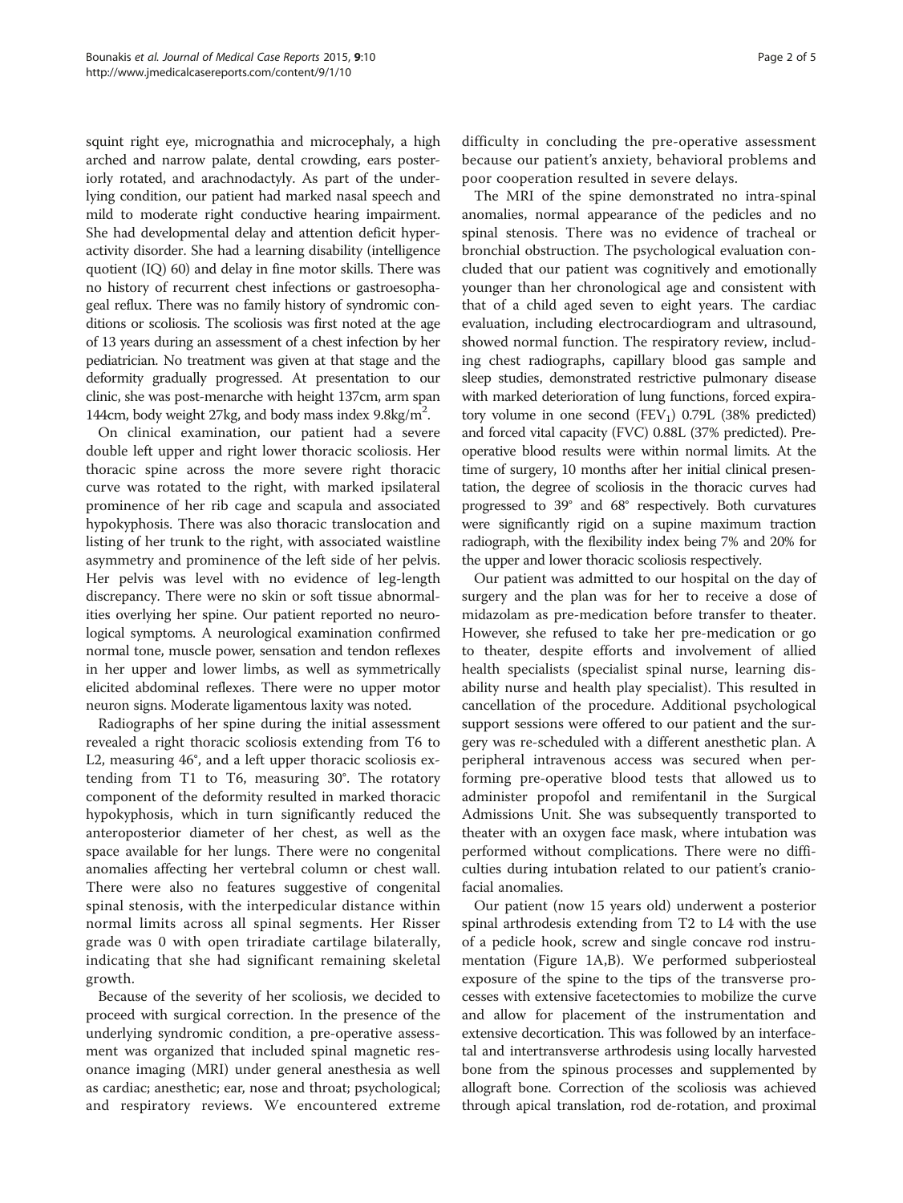squint right eye, micrognathia and microcephaly, a high arched and narrow palate, dental crowding, ears posteriorly rotated, and arachnodactyly. As part of the underlying condition, our patient had marked nasal speech and mild to moderate right conductive hearing impairment. She had developmental delay and attention deficit hyperactivity disorder. She had a learning disability (intelligence quotient (IQ) 60) and delay in fine motor skills. There was no history of recurrent chest infections or gastroesophageal reflux. There was no family history of syndromic conditions or scoliosis. The scoliosis was first noted at the age of 13 years during an assessment of a chest infection by her pediatrician. No treatment was given at that stage and the deformity gradually progressed. At presentation to our clinic, she was post-menarche with height 137cm, arm span 144cm, body weight 27kg, and body mass index 9.8kg/m$^2$.

On clinical examination, our patient had a severe double left upper and right lower thoracic scoliosis. Her thoracic spine across the more severe right thoracic curve was rotated to the right, with marked ipsilateral prominence of her rib cage and scapula and associated hypokyphosis. There was also thoracic translocation and listing of her trunk to the right, with associated waistline asymmetry and prominence of the left side of her pelvis. Her pelvis was level with no evidence of leg-length discrepancy. There were no skin or soft tissue abnormalities overlying her spine. Our patient reported no neurological symptoms. A neurological examination confirmed normal tone, muscle power, sensation and tendon reflexes in her upper and lower limbs, as well as symmetrically elicited abdominal reflexes. There were no upper motor neuron signs. Moderate ligamentous laxity was noted.

Radiographs of her spine during the initial assessment revealed a right thoracic scoliosis extending from T6 to L2, measuring 46°, and a left upper thoracic scoliosis extending from T1 to T6, measuring 30°. The rotatory component of the deformity resulted in marked thoracic hypokyphosis, which in turn significantly reduced the anteroposterior diameter of her chest, as well as the space available for her lungs. There were no congenital anomalies affecting her vertebral column or chest wall. There were also no features suggestive of congenital spinal stenosis, with the interpedicular distance within normal limits across all spinal segments. Her Risser grade was 0 with open triradiate cartilage bilaterally, indicating that she had significant remaining skeletal growth.

Because of the severity of her scoliosis, we decided to proceed with surgical correction. In the presence of the underlying syndromic condition, a pre-operative assessment was organized that included spinal magnetic resonance imaging (MRI) under general anesthesia as well as cardiac; anesthetic; ear, nose and throat; psychological; and respiratory reviews. We encountered extreme difficulty in concluding the pre-operative assessment because our patient's anxiety, behavioral problems and poor cooperation resulted in severe delays.

The MRI of the spine demonstrated no intra-spinal anomalies, normal appearance of the pedicles and no spinal stenosis. There was no evidence of tracheal or bronchial obstruction. The psychological evaluation concluded that our patient was cognitively and emotionally younger than her chronological age and consistent with that of a child aged seven to eight years. The cardiac evaluation, including electrocardiogram and ultrasound, showed normal function. The respiratory review, including chest radiographs, capillary blood gas sample and sleep studies, demonstrated restrictive pulmonary disease with marked deterioration of lung functions, forced expiratory volume in one second ($FEV_1$) 0.79L (38% predicted) and forced vital capacity (FVC) 0.88L (37% predicted). Pre-operative blood results were within normal limits. At the time of surgery, 10 months after her initial clinical presentation, the degree of scoliosis in the thoracic curves had progressed to 39° and 68° respectively. Both curvatures were significantly rigid on a supine maximum traction radiograph, with the flexibility index being 7% and 20% for the upper and lower thoracic scoliosis respectively.

Our patient was admitted to our hospital on the day of surgery and the plan was for her to receive a dose of midazolam as pre-medication before transfer to theater. However, she refused to take her pre-medication or go to theater, despite efforts and involvement of allied health specialists (specialist spinal nurse, learning disability nurse and health play specialist). This resulted in cancellation of the procedure. Additional psychological support sessions were offered to our patient and the surgery was re-scheduled with a different anesthetic plan. A peripheral intravenous access was secured when performing pre-operative blood tests that allowed us to administer propofol and remifentanil in the Surgical Admissions Unit. She was subsequently transported to theater with an oxygen face mask, where intubation was performed without complications. There were no difficulties during intubation related to our patient's craniofacial anomalies.

Our patient (now 15 years old) underwent a posterior spinal arthrodesis extending from T2 to L4 with the use of a pedicle hook, screw and single concave rod instrumentation (Figure 1A,B). We performed subperiosteal exposure of the spine to the tips of the transverse processes with extensive facetectomies to mobilize the curve and allow for placement of the instrumentation and extensive decortication. This was followed by an interfacetal and intertransverse arthrodesis using locally harvested bone from the spinous processes and supplemented by allograft bone. Correction of the scoliosis was achieved through apical translation, rod de-rotation, and proximal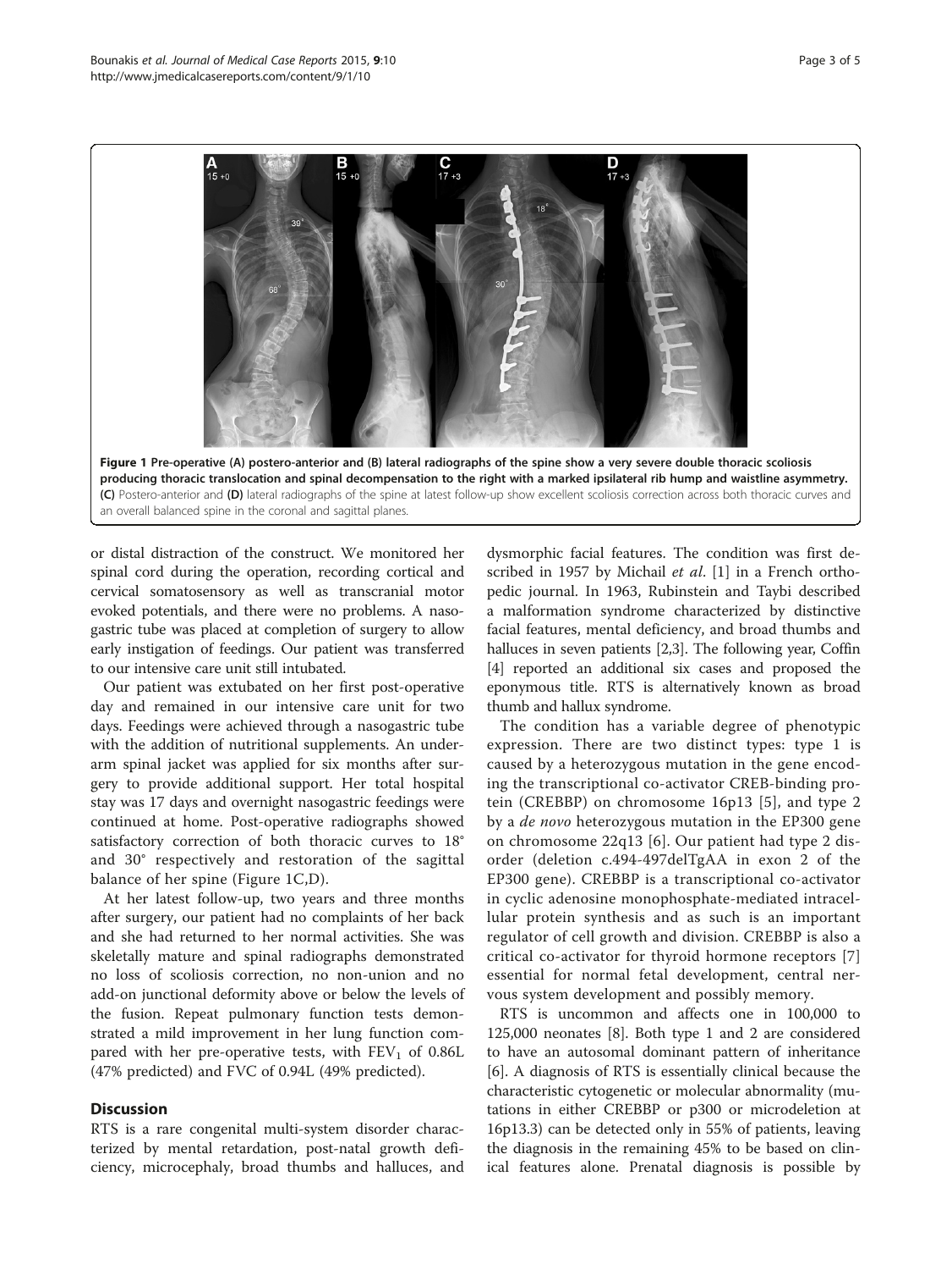Figure 1 Pre-operative (A) postero-anterior and (B) lateral radiographs of the spine show a very severe double thoracic scoliosis producing thoracic translocation and spinal decompensation to the right with a marked ipsilateral rib hump and waistline asymmetry. (C) Postero-anterior and (D) lateral radiographs of the spine at latest follow-up show excellent scoliosis correction across both thoracic curves and an overall balanced spine in the coronal and sagittal planes.

or distal distraction of the construct. We monitored her spinal cord during the operation, recording cortical and cervical somatosensory as well as transcranial motor evoked potentials, and there were no problems. A nasogastric tube was placed at completion of surgery to allow early instigation of feedings. Our patient was transferred to our intensive care unit still intubated.

Our patient was extubated on her first post-operative day and remained in our intensive care unit for two days. Feedings were achieved through a nasogastric tube with the addition of nutritional supplements. An underarm spinal jacket was applied for six months after surgery to provide additional support. Her total hospital stay was 17 days and overnight nasogastric feedings were continued at home. Post-operative radiographs showed satisfactory correction of both thoracic curves to 18° and 30° respectively and restoration of the sagittal balance of her spine (Figure 1C,D).

At her latest follow-up, two years and three months after surgery, our patient had no complaints of her back and she had returned to her normal activities. She was skeletally mature and spinal radiographs demonstrated no loss of scoliosis correction, no non-union and no add-on junctional deformity above or below the levels of the fusion. Repeat pulmonary function tests demonstrated a mild improvement in her lung function compared with her pre-operative tests, with $FEV_1$ of 0.86L (47% predicted) and FVC of 0.94L (49% predicted).

## Discussion

RTS is a rare congenital multi-system disorder characterized by mental retardation, post-natal growth deficiency, microcephaly, broad thumbs and halluces, and dysmorphic facial features. The condition was first described in 1957 by Michail *et al*. [1] in a French orthopedic journal. In 1963, Rubinstein and Taybi described a malformation syndrome characterized by distinctive facial features, mental deficiency, and broad thumbs and halluces in seven patients [2,3]. The following year, Coffin [4] reported an additional six cases and proposed the eponymous title. RTS is alternatively known as broad thumb and hallux syndrome.

The condition has a variable degree of phenotypic expression. There are two distinct types: type 1 is caused by a heterozygous mutation in the gene encoding the transcriptional co-activator CREB-binding protein (CREBBP) on chromosome 16p13 [5], and type 2 by a *de novo* heterozygous mutation in the EP300 gene on chromosome 22q13 [6]. Our patient had type 2 disorder (deletion c.494-497delTgAA in exon 2 of the EP300 gene). CREBBP is a transcriptional co-activator in cyclic adenosine monophosphate-mediated intracellular protein synthesis and as such is an important regulator of cell growth and division. CREBBP is also a critical co-activator for thyroid hormone receptors [7] essential for normal fetal development, central nervous system development and possibly memory.

RTS is uncommon and affects one in 100,000 to 125,000 neonates [8]. Both type 1 and 2 are considered to have an autosomal dominant pattern of inheritance [6]. A diagnosis of RTS is essentially clinical because the characteristic cytogenetic or molecular abnormality (mutations in either CREBBP or p300 or microdeletion at 16p13.3) can be detected only in 55% of patients, leaving the diagnosis in the remaining 45% to be based on clinical features alone. Prenatal diagnosis is possible by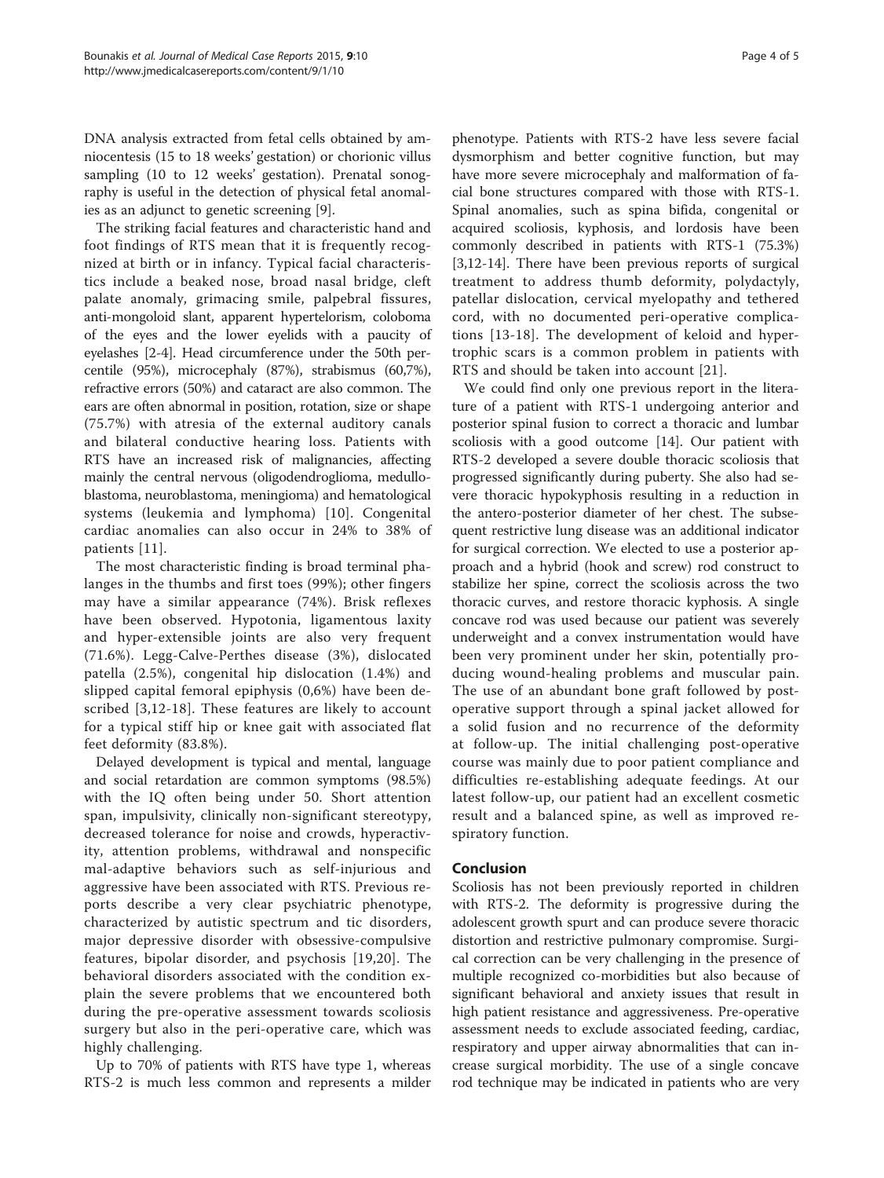DNA analysis extracted from fetal cells obtained by amniocentesis (15 to 18 weeks' gestation) or chorionic villus sampling (10 to 12 weeks' gestation). Prenatal sonography is useful in the detection of physical fetal anomalies as an adjunct to genetic screening [9].

The striking facial features and characteristic hand and foot findings of RTS mean that it is frequently recognized at birth or in infancy. Typical facial characteristics include a beaked nose, broad nasal bridge, cleft palate anomaly, grimacing smile, palpebral fissures, anti-mongoloid slant, apparent hypertelorism, coloboma of the eyes and the lower eyelids with a paucity of eyelashes [2-4]. Head circumference under the 50th percentile (95%), microcephaly (87%), strabismus (60,7%), refractive errors (50%) and cataract are also common. The ears are often abnormal in position, rotation, size or shape (75.7%) with atresia of the external auditory canals and bilateral conductive hearing loss. Patients with RTS have an increased risk of malignancies, affecting mainly the central nervous (oligodendroglioma, medulloblastoma, neuroblastoma, meningioma) and hematological systems (leukemia and lymphoma) [10]. Congenital cardiac anomalies can also occur in 24% to 38% of patients [11].

The most characteristic finding is broad terminal phalanges in the thumbs and first toes (99%); other fingers may have a similar appearance (74%). Brisk reflexes have been observed. Hypotonia, ligamentous laxity and hyper-extensible joints are also very frequent (71.6%). Legg-Calve-Perthes disease (3%), dislocated patella (2.5%), congenital hip dislocation (1.4%) and slipped capital femoral epiphysis (0,6%) have been described [3,12-18]. These features are likely to account for a typical stiff hip or knee gait with associated flat feet deformity (83.8%).

Delayed development is typical and mental, language and social retardation are common symptoms (98.5%) with the IQ often being under 50. Short attention span, impulsivity, clinically non-significant stereotypy, decreased tolerance for noise and crowds, hyperactivity, attention problems, withdrawal and nonspecific mal-adaptive behaviors such as self-injurious and aggressive have been associated with RTS. Previous reports describe a very clear psychiatric phenotype, characterized by autistic spectrum and tic disorders, major depressive disorder with obsessive-compulsive features, bipolar disorder, and psychosis [19,20]. The behavioral disorders associated with the condition explain the severe problems that we encountered both during the pre-operative assessment towards scoliosis surgery but also in the peri-operative care, which was highly challenging.

Up to 70% of patients with RTS have type 1, whereas RTS-2 is much less common and represents a milder phenotype. Patients with RTS-2 have less severe facial dysmorphism and better cognitive function, but may have more severe microcephaly and malformation of facial bone structures compared with those with RTS-1. Spinal anomalies, such as spina bifida, congenital or acquired scoliosis, kyphosis, and lordosis have been commonly described in patients with RTS-1 (75.3%) [3,12-14]. There have been previous reports of surgical treatment to address thumb deformity, polydactyly, patellar dislocation, cervical myelopathy and tethered cord, with no documented peri-operative complications [13-18]. The development of keloid and hypertrophic scars is a common problem in patients with RTS and should be taken into account [21].

We could find only one previous report in the literature of a patient with RTS-1 undergoing anterior and posterior spinal fusion to correct a thoracic and lumbar scoliosis with a good outcome [14]. Our patient with RTS-2 developed a severe double thoracic scoliosis that progressed significantly during puberty. She also had severe thoracic hypokyphosis resulting in a reduction in the antero-posterior diameter of her chest. The subsequent restrictive lung disease was an additional indicator for surgical correction. We elected to use a posterior approach and a hybrid (hook and screw) rod construct to stabilize her spine, correct the scoliosis across the two thoracic curves, and restore thoracic kyphosis. A single concave rod was used because our patient was severely underweight and a convex instrumentation would have been very prominent under her skin, potentially producing wound-healing problems and muscular pain. The use of an abundant bone graft followed by post-operative support through a spinal jacket allowed for a solid fusion and no recurrence of the deformity at follow-up. The initial challenging post-operative course was mainly due to poor patient compliance and difficulties re-establishing adequate feedings. At our latest follow-up, our patient had an excellent cosmetic result and a balanced spine, as well as improved respiratory function.

## Conclusion

Scoliosis has not been previously reported in children with RTS-2. The deformity is progressive during the adolescent growth spurt and can produce severe thoracic distortion and restrictive pulmonary compromise. Surgical correction can be very challenging in the presence of multiple recognized co-morbidities but also because of significant behavioral and anxiety issues that result in high patient resistance and aggressiveness. Pre-operative assessment needs to exclude associated feeding, cardiac, respiratory and upper airway abnormalities that can increase surgical morbidity. The use of a single concave rod technique may be indicated in patients who are very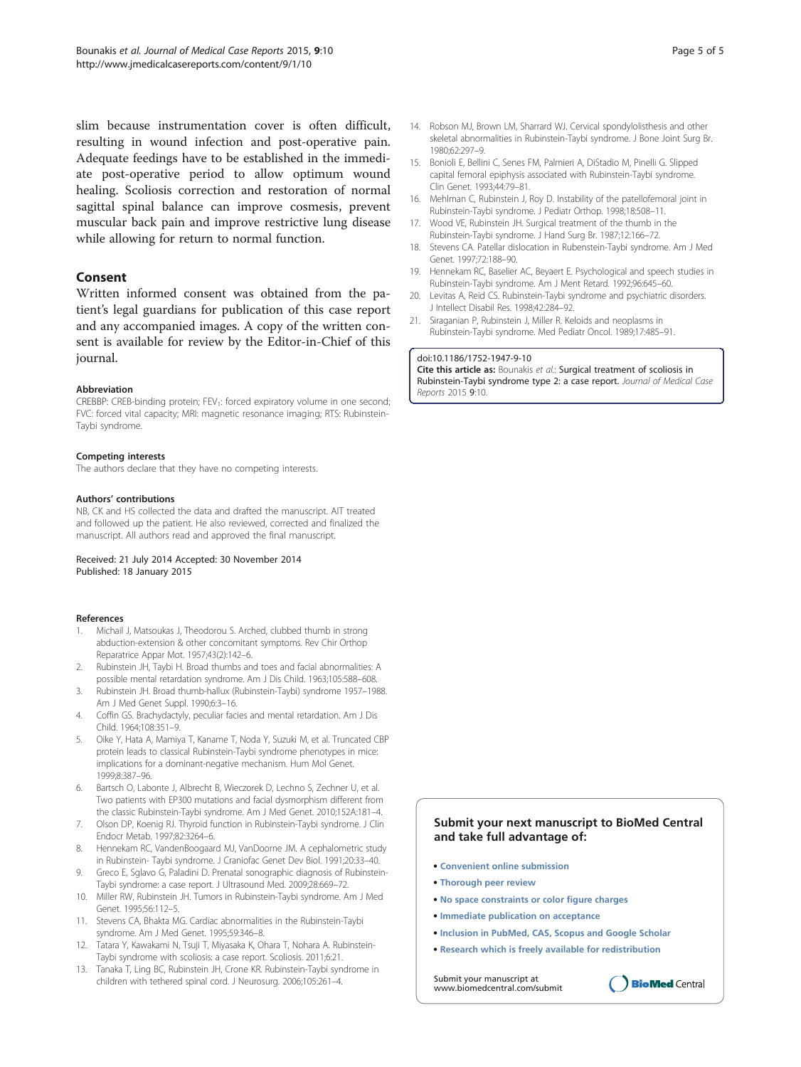slim because instrumentation cover is often difficult, resulting in wound infection and post-operative pain. Adequate feedings have to be established in the immediate post-operative period to allow optimum wound healing. Scoliosis correction and restoration of normal sagittal spinal balance can improve cosmesis, prevent muscular back pain and improve restrictive lung disease while allowing for return to normal function.

## Consent

Written informed consent was obtained from the patient's legal guardians for publication of this case report and any accompanied images. A copy of the written consent is available for review by the Editor-in-Chief of this journal.

#### Abbreviation

CREBBP: CREB-binding protein; $FEV_1$: forced expiratory volume in one second; FVC: forced vital capacity; MRI: magnetic resonance imaging; RTS: Rubinstein-Taybi syndrome.

#### Competing interests

The authors declare that they have no competing interests.

#### Authors' contributions

NB, CK and HS collected the data and drafted the manuscript. AIT treated and followed up the patient. He also reviewed, corrected and finalized the manuscript. All authors read and approved the final manuscript.

Received: 21 July 2014 Accepted: 30 November 2014
Published: 18 January 2015

#### References

1. Michail J, Matsoukas J, Theodorou S. Arched, clubbed thumb in strong abduction-extension & other concomitant symptoms. Rev Chir Orthop Reparatrice Appar Mot. 1957;43(2):142–6.
2. Rubinstein JH, Taybi H. Broad thumbs and toes and facial abnormalities: A possible mental retardation syndrome. Am J Dis Child. 1963;105:588–608.
3. Rubinstein JH. Broad thumb-hallux (Rubinstein-Taybi) syndrome 1957–1988. Am J Med Genet Suppl. 1990;6:3–16.
4. Coffin GS. Brachydactyly, peculiar facies and mental retardation. Am J Dis Child. 1964;108:351–9.
5. Oike Y, Hata A, Mamiya T, Kaname T, Noda Y, Suzuki M, et al. Truncated CBP protein leads to classical Rubinstein-Taybi syndrome phenotypes in mice: implications for a dominant-negative mechanism. Hum Mol Genet. 1999;8:387–96.
6. Bartsch O, Labonte J, Albrecht B, Wieczorek D, Lechno S, Zechner U, et al. Two patients with EP300 mutations and facial dysmorphism different from the classic Rubinstein-Taybi syndrome. Am J Med Genet. 2010;152A:181–4.
7. Olson DP, Koenig RJ. Thyroid function in Rubinstein-Taybi syndrome. J Clin Endocr Metab. 1997;82:3264–6.
8. Hennekam RC, VandenBoogaard MJ, VanDoorne JM. A cephalometric study in Rubinstein- Taybi syndrome. J Craniofac Genet Dev Biol. 1991;20:33–40.
9. Greco E, Sglavo G, Paladini D. Prenatal sonographic diagnosis of Rubinstein-Taybi syndrome: a case report. J Ultrasound Med. 2009;28:669–72.
10. Miller RW, Rubinstein JH. Tumors in Rubinstein-Taybi syndrome. Am J Med Genet. 1995;56:112–5.
11. Stevens CA, Bhakta MG. Cardiac abnormalities in the Rubinstein-Taybi syndrome. Am J Med Genet. 1995;59:346–8.
12. Tatara Y, Kawakami N, Tsuji T, Miyasaka K, Ohara T, Nohara A. Rubinstein-Taybi syndrome with scoliosis: a case report. Scoliosis. 2011;6:21.
13. Tanaka T, Ling BC, Rubinstein JH, Crone KR. Rubinstein-Taybi syndrome in children with tethered spinal cord. J Neurosurg. 2006;105:261–4.
14. Robson MJ, Brown LM, Sharrard WJ. Cervical spondylolisthesis and other skeletal abnormalities in Rubinstein-Taybi syndrome. J Bone Joint Surg Br. 1980;62:297–9.
15. Bonioli E, Bellini C, Senes FM, Palmieri A, DiStadio M, Pinelli G. Slipped capital femoral epiphysis associated with Rubinstein-Taybi syndrome. Clin Genet. 1993;44:79–81.
16. Mehlman C, Rubinstein J, Roy D. Instability of the patellofemoral joint in Rubinstein-Taybi syndrome. J Pediatr Orthop. 1998;18:508–11.
17. Wood VE, Rubinstein JH. Surgical treatment of the thumb in the Rubinstein-Taybi syndrome. J Hand Surg Br. 1987;12:166–72.
18. Stevens CA. Patellar dislocation in Rubenstein-Taybi syndrome. Am J Med Genet. 1997;72:188–90.
19. Hennekam RC, Baselier AC, Beyaert E. Psychological and speech studies in Rubinstein-Taybi syndrome. Am J Ment Retard. 1992;96:645–60.
20. Levitas A, Reid CS. Rubinstein-Taybi syndrome and psychiatric disorders. J Intellect Disabil Res. 1998;42:284–92.
21. Siraganian P, Rubinstein J, Miller R. Keloids and neoplasms in Rubinstein-Taybi syndrome. Med Pediatr Oncol. 1989;17:485–91.

doi:10.1186/1752-1947-9-10
**Cite this article as:** Bounakis *et al.*: Surgical treatment of scoliosis in Rubinstein-Taybi syndrome type 2: a case report. *Journal of Medical Case Reports* 2015 **9**:10.

**Submit your next manuscript to BioMed Central and take full advantage of:**

- Convenient online submission
- Thorough peer review
- No space constraints or color figure charges
- Immediate publication on acceptance
- Inclusion in PubMed, CAS, Scopus and Google Scholar
- Research which is freely available for redistribution

Submit your manuscript at
www.biomedcentral.com/submit

BioMed Central